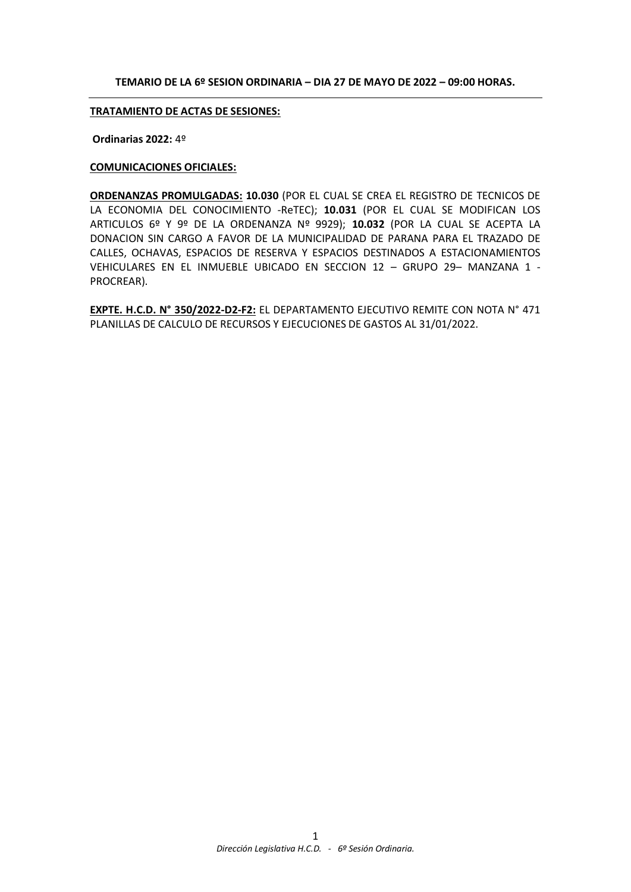**TEMARIO DE LA 6º SESION ORDINARIA – DIA 27 DE MAYO DE 2022 – 09:00 HORAS.**

---

**TRATAMIENTO DE ACTAS DE SESIONES:**

**Ordinarias 2022:** 4º

**COMUNICACIONES OFICIALES:**

**ORDENANZAS PROMULGADAS:** **10.030** (POR EL CUAL SE CREA EL REGISTRO DE TECNICOS DE LA ECONOMIA DEL CONOCIMIENTO -ReTEC); **10.031** (POR EL CUAL SE MODIFICAN LOS ARTICULOS 6º Y 9º DE LA ORDENANZA Nº 9929); **10.032** (POR LA CUAL SE ACEPTA LA DONACION SIN CARGO A FAVOR DE LA MUNICIPALIDAD DE PARANA PARA EL TRAZADO DE CALLES, OCHAVAS, ESPACIOS DE RESERVA Y ESPACIOS DESTINADOS A ESTACIONAMIENTOS VEHICULARES EN EL INMUEBLE UBICADO EN SECCION 12 – GRUPO 29– MANZANA 1 - PROCREAR).

**EXPTE. H.C.D. N° 350/2022-D2-F2:** EL DEPARTAMENTO EJECUTIVO REMITE CON NOTA N° 471 PLANILLAS DE CALCULO DE RECURSOS Y EJECUCIONES DE GASTOS AL 31/01/2022.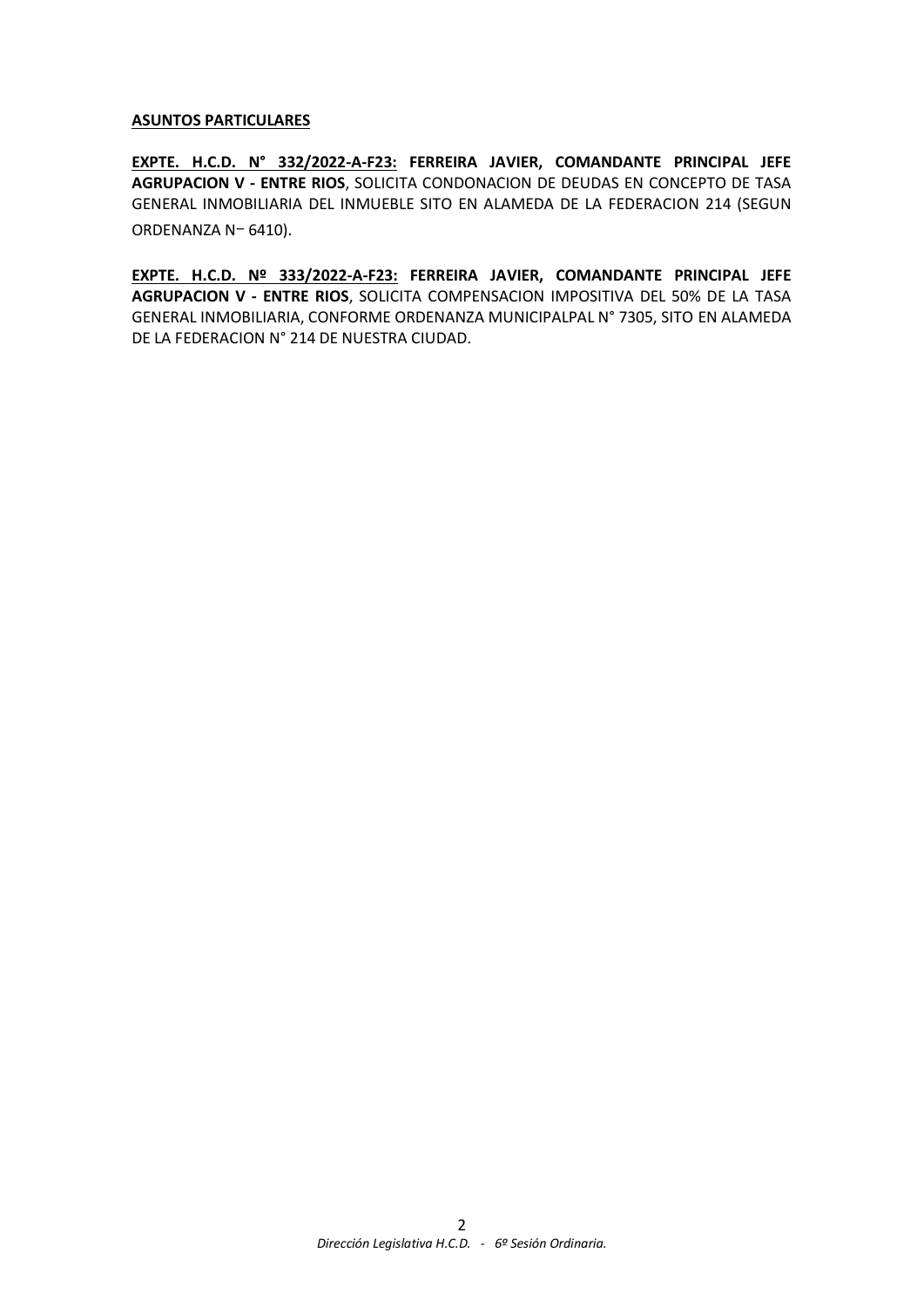**ASUNTOS PARTICULARES**

**EXPTE. H.C.D. N° 332/2022-A-F23: FERREIRA JAVIER, COMANDANTE PRINCIPAL JEFE AGRUPACION V - ENTRE RIOS**, SOLICITA CONDONACION DE DEUDAS EN CONCEPTO DE TASA GENERAL INMOBILIARIA DEL INMUEBLE SITO EN ALAMEDA DE LA FEDERACION 214 (SEGUN ORDENANZA N− 6410).

**EXPTE. H.C.D. Nº 333/2022-A-F23: FERREIRA JAVIER, COMANDANTE PRINCIPAL JEFE AGRUPACION V - ENTRE RIOS**, SOLICITA COMPENSACION IMPOSITIVA DEL 50% DE LA TASA GENERAL INMOBILIARIA, CONFORME ORDENANZA MUNICIPALPAL N° 7305, SITO EN ALAMEDA DE LA FEDERACION N° 214 DE NUESTRA CIUDAD.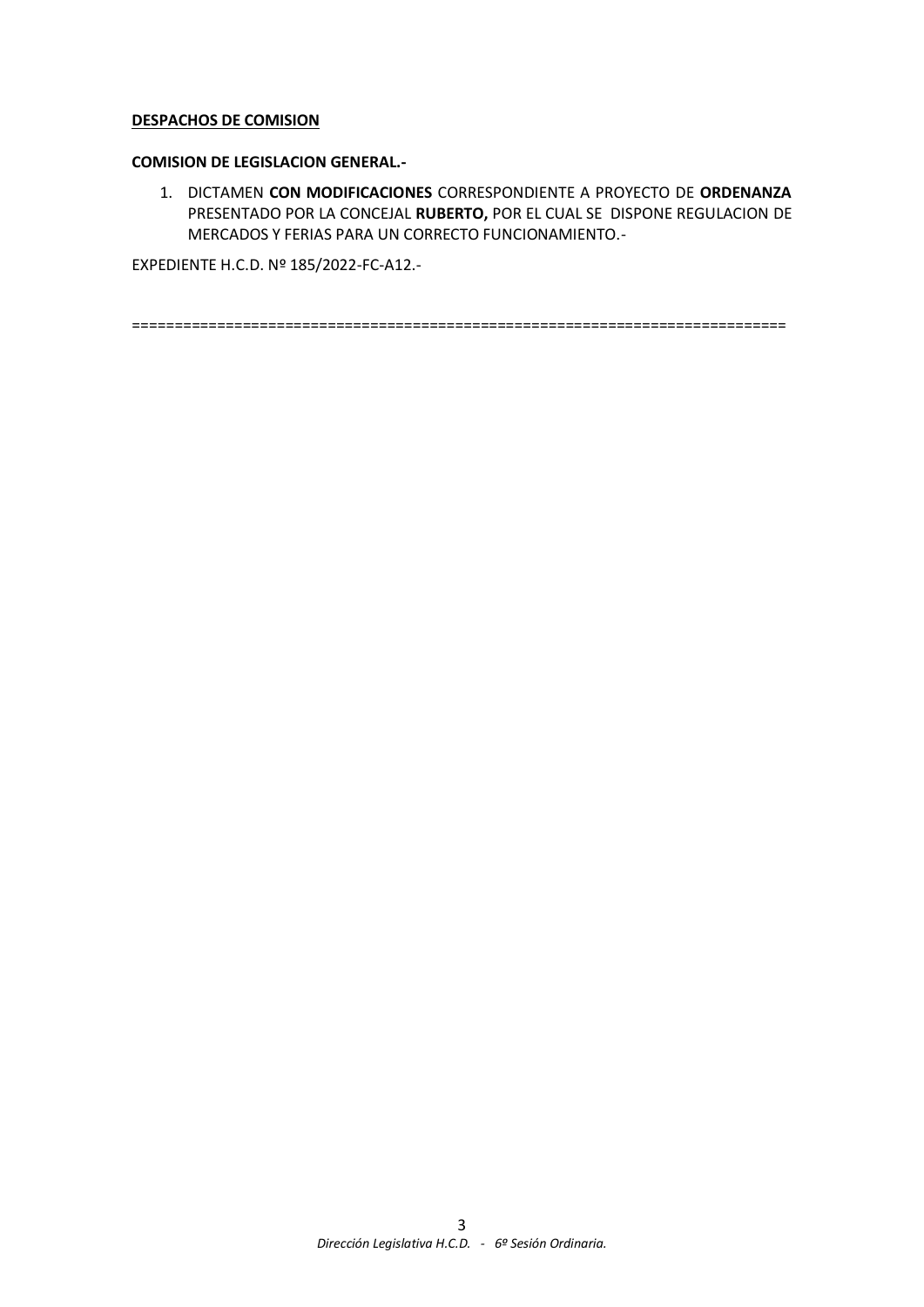**DESPACHOS DE COMISION**

**COMISION DE LEGISLACION GENERAL.-**

1. DICTAMEN **CON MODIFICACIONES** CORRESPONDIENTE A PROYECTO DE **ORDENANZA** PRESENTADO POR LA CONCEJAL **RUBERTO,** POR EL CUAL SE DISPONE REGULACION DE MERCADOS Y FERIAS PARA UN CORRECTO FUNCIONAMIENTO.-

EXPEDIENTE H.C.D. Nº 185/2022-FC-A12.-

==========================================================================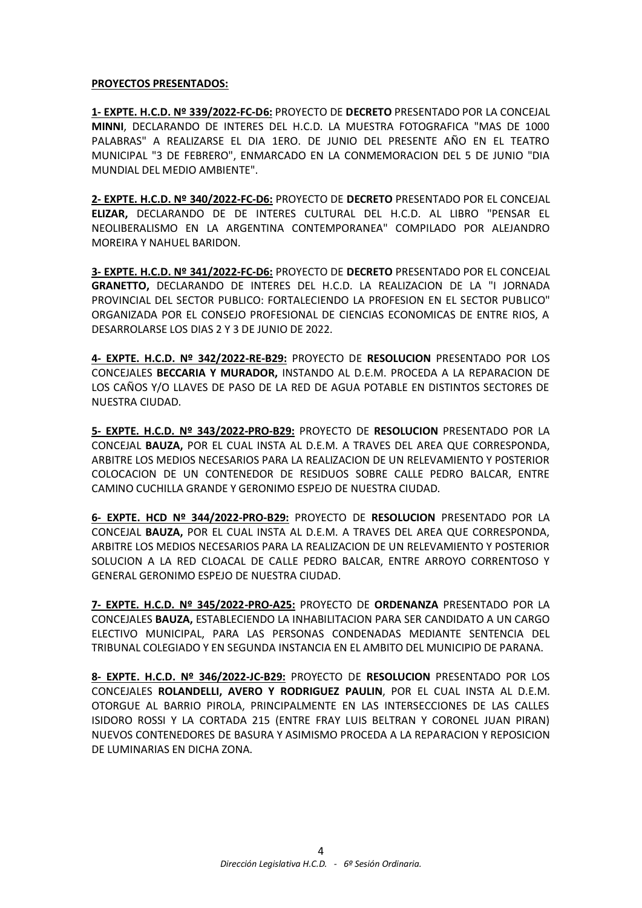**PROYECTOS PRESENTADOS:**

**1- EXPTE. H.C.D. Nº 339/2022-FC-D6:** PROYECTO DE **DECRETO** PRESENTADO POR LA CONCEJAL **MINNI**, DECLARANDO DE INTERES DEL H.C.D. LA MUESTRA FOTOGRAFICA "MAS DE 1000 PALABRAS" A REALIZARSE EL DIA 1ERO. DE JUNIO DEL PRESENTE AÑO EN EL TEATRO MUNICIPAL "3 DE FEBRERO", ENMARCADO EN LA CONMEMORACION DEL 5 DE JUNIO "DIA MUNDIAL DEL MEDIO AMBIENTE".

**2- EXPTE. H.C.D. Nº 340/2022-FC-D6:** PROYECTO DE **DECRETO** PRESENTADO POR EL CONCEJAL **ELIZAR,** DECLARANDO DE DE INTERES CULTURAL DEL H.C.D. AL LIBRO "PENSAR EL NEOLIBERALISMO EN LA ARGENTINA CONTEMPORANEA" COMPILADO POR ALEJANDRO MOREIRA Y NAHUEL BARIDON.

**3- EXPTE. H.C.D. Nº 341/2022-FC-D6:** PROYECTO DE **DECRETO** PRESENTADO POR EL CONCEJAL **GRANETTO,** DECLARANDO DE INTERES DEL H.C.D. LA REALIZACION DE LA "I JORNADA PROVINCIAL DEL SECTOR PUBLICO: FORTALECIENDO LA PROFESION EN EL SECTOR PUBLICO" ORGANIZADA POR EL CONSEJO PROFESIONAL DE CIENCIAS ECONOMICAS DE ENTRE RIOS, A DESARROLARSE LOS DIAS 2 Y 3 DE JUNIO DE 2022.

**4- EXPTE. H.C.D. Nº 342/2022-RE-B29:** PROYECTO DE **RESOLUCION** PRESENTADO POR LOS CONCEJALES **BECCARIA Y MURADOR,** INSTANDO AL D.E.M. PROCEDA A LA REPARACION DE LOS CAÑOS Y/O LLAVES DE PASO DE LA RED DE AGUA POTABLE EN DISTINTOS SECTORES DE NUESTRA CIUDAD.

**5- EXPTE. H.C.D. Nº 343/2022-PRO-B29:** PROYECTO DE **RESOLUCION** PRESENTADO POR LA CONCEJAL **BAUZA,** POR EL CUAL INSTA AL D.E.M. A TRAVES DEL AREA QUE CORRESPONDA, ARBITRE LOS MEDIOS NECESARIOS PARA LA REALIZACION DE UN RELEVAMIENTO Y POSTERIOR COLOCACION DE UN CONTENEDOR DE RESIDUOS SOBRE CALLE PEDRO BALCAR, ENTRE CAMINO CUCHILLA GRANDE Y GERONIMO ESPEJO DE NUESTRA CIUDAD.

**6- EXPTE. HCD Nº 344/2022-PRO-B29:** PROYECTO DE **RESOLUCION** PRESENTADO POR LA CONCEJAL **BAUZA,** POR EL CUAL INSTA AL D.E.M. A TRAVES DEL AREA QUE CORRESPONDA, ARBITRE LOS MEDIOS NECESARIOS PARA LA REALIZACION DE UN RELEVAMIENTO Y POSTERIOR SOLUCION A LA RED CLOACAL DE CALLE PEDRO BALCAR, ENTRE ARROYO CORRENTOSO Y GENERAL GERONIMO ESPEJO DE NUESTRA CIUDAD.

**7- EXPTE. H.C.D. Nº 345/2022-PRO-A25:** PROYECTO DE **ORDENANZA** PRESENTADO POR LA CONCEJALES **BAUZA,** ESTABLECIENDO LA INHABILITACION PARA SER CANDIDATO A UN CARGO ELECTIVO MUNICIPAL, PARA LAS PERSONAS CONDENADAS MEDIANTE SENTENCIA DEL TRIBUNAL COLEGIADO Y EN SEGUNDA INSTANCIA EN EL AMBITO DEL MUNICIPIO DE PARANA.

**8- EXPTE. H.C.D. Nº 346/2022-JC-B29:** PROYECTO DE **RESOLUCION** PRESENTADO POR LOS CONCEJALES **ROLANDELLI, AVERO Y RODRIGUEZ PAULIN**, POR EL CUAL INSTA AL D.E.M. OTORGUE AL BARRIO PIROLA, PRINCIPALMENTE EN LAS INTERSECCIONES DE LAS CALLES ISIDORO ROSSI Y LA CORTADA 215 (ENTRE FRAY LUIS BELTRAN Y CORONEL JUAN PIRAN) NUEVOS CONTENEDORES DE BASURA Y ASIMISMO PROCEDA A LA REPARACION Y REPOSICION DE LUMINARIAS EN DICHA ZONA.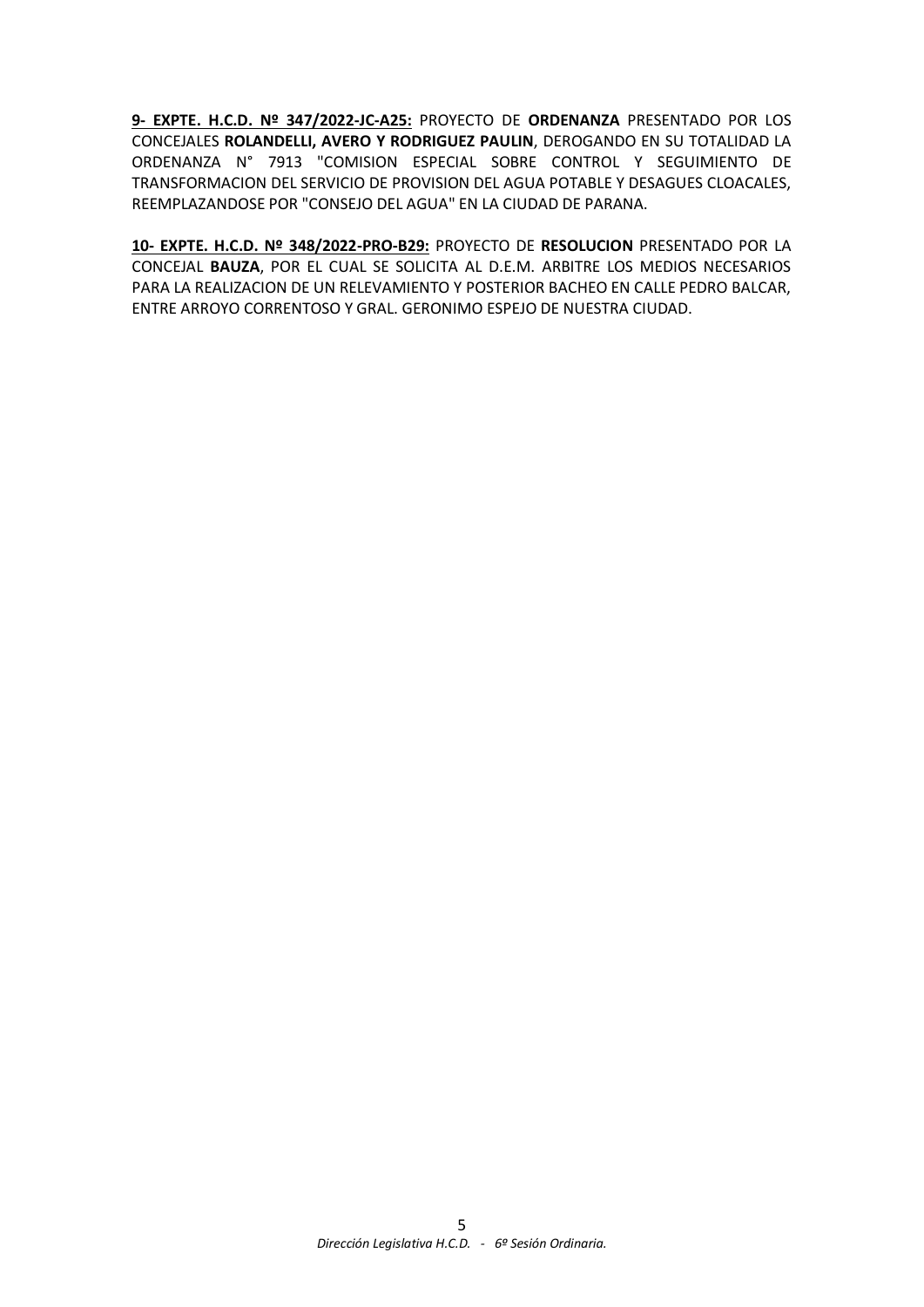**9- EXPTE. H.C.D. Nº 347/2022-JC-A25:** PROYECTO DE **ORDENANZA** PRESENTADO POR LOS CONCEJALES **ROLANDELLI, AVERO Y RODRIGUEZ PAULIN**, DEROGANDO EN SU TOTALIDAD LA ORDENANZA N° 7913 "COMISION ESPECIAL SOBRE CONTROL Y SEGUIMIENTO DE TRANSFORMACION DEL SERVICIO DE PROVISION DEL AGUA POTABLE Y DESAGUES CLOACALES, REEMPLAZANDOSE POR "CONSEJO DEL AGUA" EN LA CIUDAD DE PARANA.

**10- EXPTE. H.C.D. Nº 348/2022-PRO-B29:** PROYECTO DE **RESOLUCION** PRESENTADO POR LA CONCEJAL **BAUZA**, POR EL CUAL SE SOLICITA AL D.E.M. ARBITRE LOS MEDIOS NECESARIOS PARA LA REALIZACION DE UN RELEVAMIENTO Y POSTERIOR BACHEO EN CALLE PEDRO BALCAR, ENTRE ARROYO CORRENTOSO Y GRAL. GERONIMO ESPEJO DE NUESTRA CIUDAD.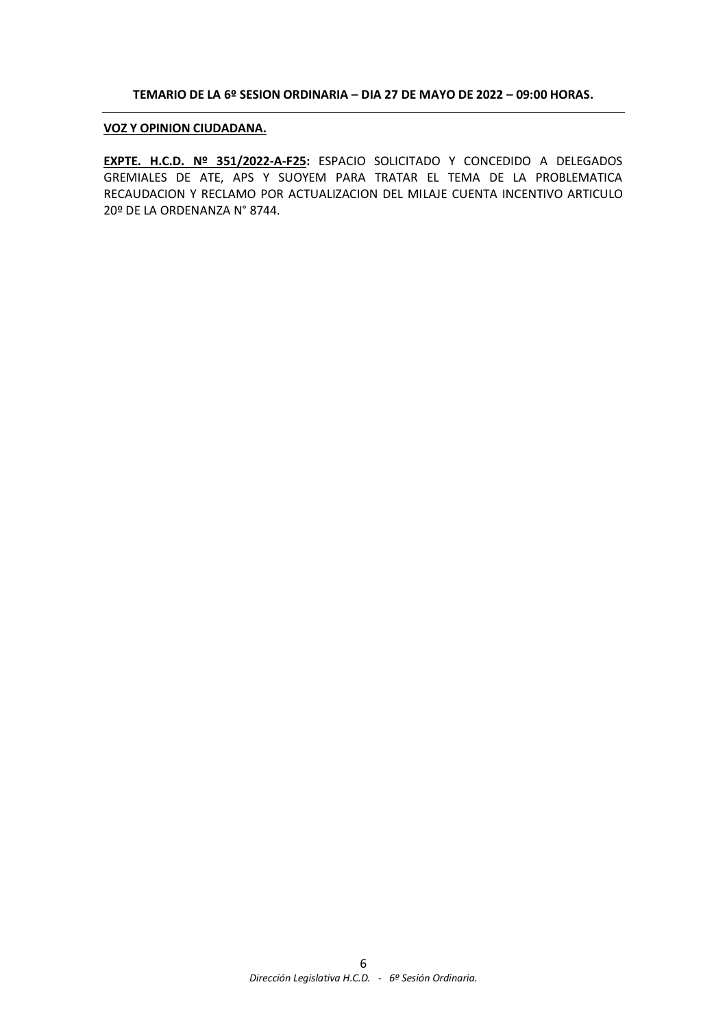**TEMARIO DE LA 6º SESION ORDINARIA – DIA 27 DE MAYO DE 2022 – 09:00 HORAS.**

---

**VOZ Y OPINION CIUDADANA.**

**EXPTE. H.C.D. Nº 351/2022-A-F25:** ESPACIO SOLICITADO Y CONCEDIDO A DELEGADOS GREMIALES DE ATE, APS Y SUOYEM PARA TRATAR EL TEMA DE LA PROBLEMATICA RECAUDACION Y RECLAMO POR ACTUALIZACION DEL MILAJE CUENTA INCENTIVO ARTICULO 20º DE LA ORDENANZA N° 8744.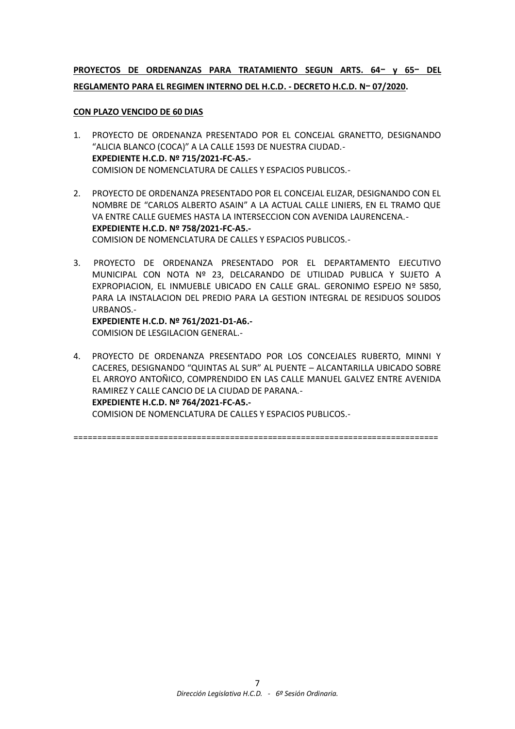**PROYECTOS DE ORDENANZAS PARA TRATAMIENTO SEGUN ARTS. 64− y 65− DEL REGLAMENTO PARA EL REGIMEN INTERNO DEL H.C.D. - DECRETO H.C.D. N− 07/2020.**

**CON PLAZO VENCIDO DE 60 DIAS**

1. PROYECTO DE ORDENANZA PRESENTADO POR EL CONCEJAL GRANETTO, DESIGNANDO "ALICIA BLANCO (COCA)" A LA CALLE 1593 DE NUESTRA CIUDAD.-
   **EXPEDIENTE H.C.D. Nº 715/2021-FC-A5.-**
   COMISION DE NOMENCLATURA DE CALLES Y ESPACIOS PUBLICOS.-

2. PROYECTO DE ORDENANZA PRESENTADO POR EL CONCEJAL ELIZAR, DESIGNANDO CON EL NOMBRE DE "CARLOS ALBERTO ASAIN" A LA ACTUAL CALLE LINIERS, EN EL TRAMO QUE VA ENTRE CALLE GUEMES HASTA LA INTERSECCION CON AVENIDA LAURENCENA.-
   **EXPEDIENTE H.C.D. Nº 758/2021-FC-A5.-**
   COMISION DE NOMENCLATURA DE CALLES Y ESPACIOS PUBLICOS.-

3. PROYECTO DE ORDENANZA PRESENTADO POR EL DEPARTAMENTO EJECUTIVO MUNICIPAL CON NOTA Nº 23, DELCARANDO DE UTILIDAD PUBLICA Y SUJETO A EXPROPIACION, EL INMUEBLE UBICADO EN CALLE GRAL. GERONIMO ESPEJO Nº 5850, PARA LA INSTALACION DEL PREDIO PARA LA GESTION INTEGRAL DE RESIDUOS SOLIDOS URBANOS.-
   **EXPEDIENTE H.C.D. Nº 761/2021-D1-A6.-**
   COMISION DE LESGILACION GENERAL.-

4. PROYECTO DE ORDENANZA PRESENTADO POR LOS CONCEJALES RUBERTO, MINNI Y CACERES, DESIGNANDO "QUINTAS AL SUR" AL PUENTE – ALCANTARILLA UBICADO SOBRE EL ARROYO ANTOÑICO, COMPRENDIDO EN LAS CALLE MANUEL GALVEZ ENTRE AVENIDA RAMIREZ Y CALLE CANCIO DE LA CIUDAD DE PARANA.-
   **EXPEDIENTE H.C.D. Nº 764/2021-FC-A5.-**
   COMISION DE NOMENCLATURA DE CALLES Y ESPACIOS PUBLICOS.-

==========================================================================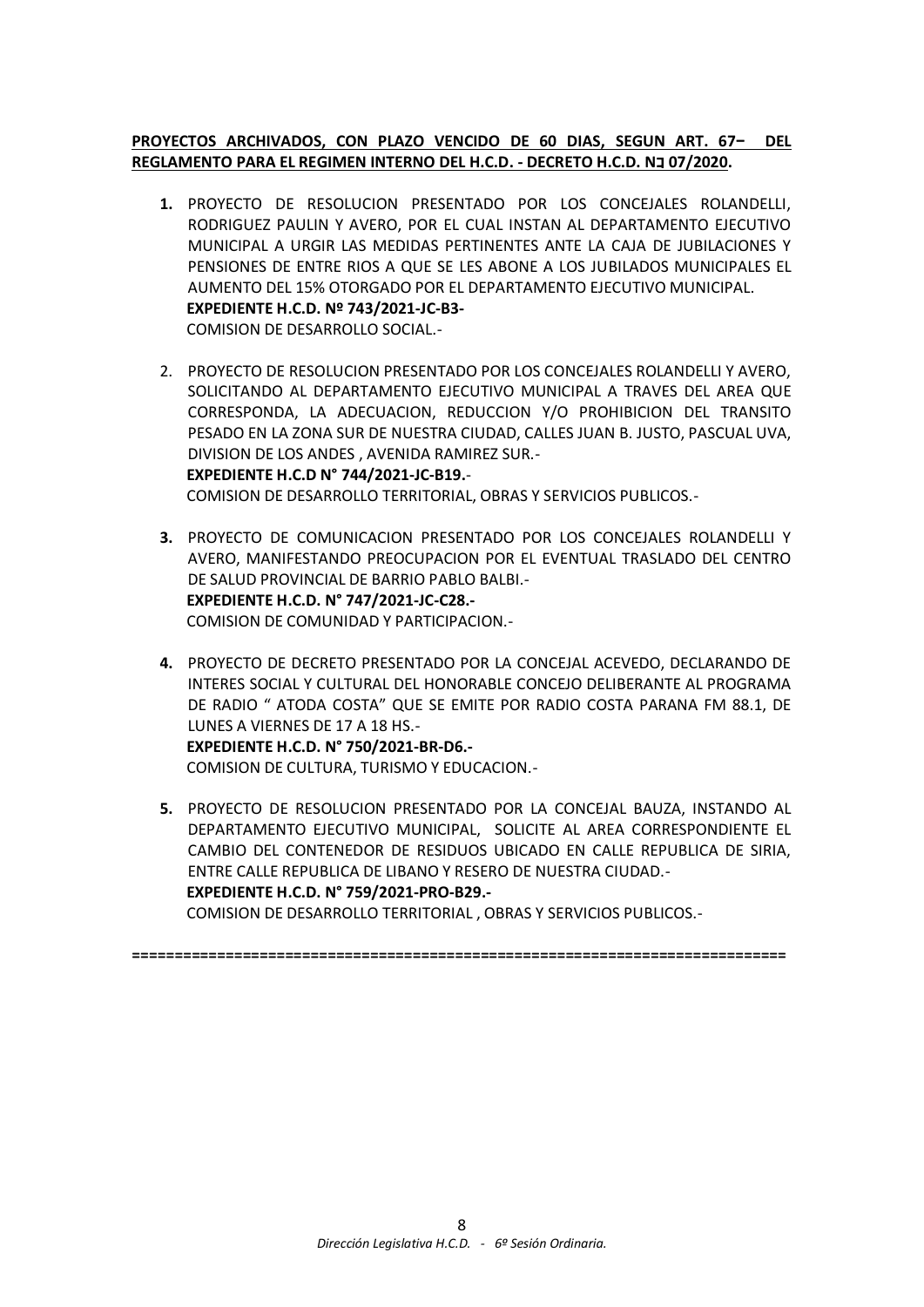**PROYECTOS ARCHIVADOS, CON PLAZO VENCIDO DE 60 DIAS, SEGUN ART. 67− DEL REGLAMENTO PARA EL REGIMEN INTERNO DEL H.C.D. - DECRETO H.C.D. Nº 07/2020.**

1. PROYECTO DE RESOLUCION PRESENTADO POR LOS CONCEJALES ROLANDELLI, RODRIGUEZ PAULIN Y AVERO, POR EL CUAL INSTAN AL DEPARTAMENTO EJECUTIVO MUNICIPAL A URGIR LAS MEDIDAS PERTINENTES ANTE LA CAJA DE JUBILACIONES Y PENSIONES DE ENTRE RIOS A QUE SE LES ABONE A LOS JUBILADOS MUNICIPALES EL AUMENTO DEL 15% OTORGADO POR EL DEPARTAMENTO EJECUTIVO MUNICIPAL.
   **EXPEDIENTE H.C.D. Nº 743/2021-JC-B3-**
   COMISION DE DESARROLLO SOCIAL.-

2. PROYECTO DE RESOLUCION PRESENTADO POR LOS CONCEJALES ROLANDELLI Y AVERO, SOLICITANDO AL DEPARTAMENTO EJECUTIVO MUNICIPAL A TRAVES DEL AREA QUE CORRESPONDA, LA ADECUACION, REDUCCION Y/O PROHIBICION DEL TRANSITO PESADO EN LA ZONA SUR DE NUESTRA CIUDAD, CALLES JUAN B. JUSTO, PASCUAL UVA, DIVISION DE LOS ANDES , AVENIDA RAMIREZ SUR.-
   **EXPEDIENTE H.C.D N° 744/2021-JC-B19.**-
   COMISION DE DESARROLLO TERRITORIAL, OBRAS Y SERVICIOS PUBLICOS.-

3. PROYECTO DE COMUNICACION PRESENTADO POR LOS CONCEJALES ROLANDELLI Y AVERO, MANIFESTANDO PREOCUPACION POR EL EVENTUAL TRASLADO DEL CENTRO DE SALUD PROVINCIAL DE BARRIO PABLO BALBI.-
   **EXPEDIENTE H.C.D. N° 747/2021-JC-C28.-**
   COMISION DE COMUNIDAD Y PARTICIPACION.-

4. PROYECTO DE DECRETO PRESENTADO POR LA CONCEJAL ACEVEDO, DECLARANDO DE INTERES SOCIAL Y CULTURAL DEL HONORABLE CONCEJO DELIBERANTE AL PROGRAMA DE RADIO " ATODA COSTA" QUE SE EMITE POR RADIO COSTA PARANA FM 88.1, DE LUNES A VIERNES DE 17 A 18 HS.-
   **EXPEDIENTE H.C.D. N° 750/2021-BR-D6.-**
   COMISION DE CULTURA, TURISMO Y EDUCACION.-

5. PROYECTO DE RESOLUCION PRESENTADO POR LA CONCEJAL BAUZA, INSTANDO AL DEPARTAMENTO EJECUTIVO MUNICIPAL, SOLICITE AL AREA CORRESPONDIENTE EL CAMBIO DEL CONTENEDOR DE RESIDUOS UBICADO EN CALLE REPUBLICA DE SIRIA, ENTRE CALLE REPUBLICA DE LIBANO Y RESERO DE NUESTRA CIUDAD.-
   **EXPEDIENTE H.C.D. N° 759/2021-PRO-B29.-**
   COMISION DE DESARROLLO TERRITORIAL , OBRAS Y SERVICIOS PUBLICOS.-

=============================================================================